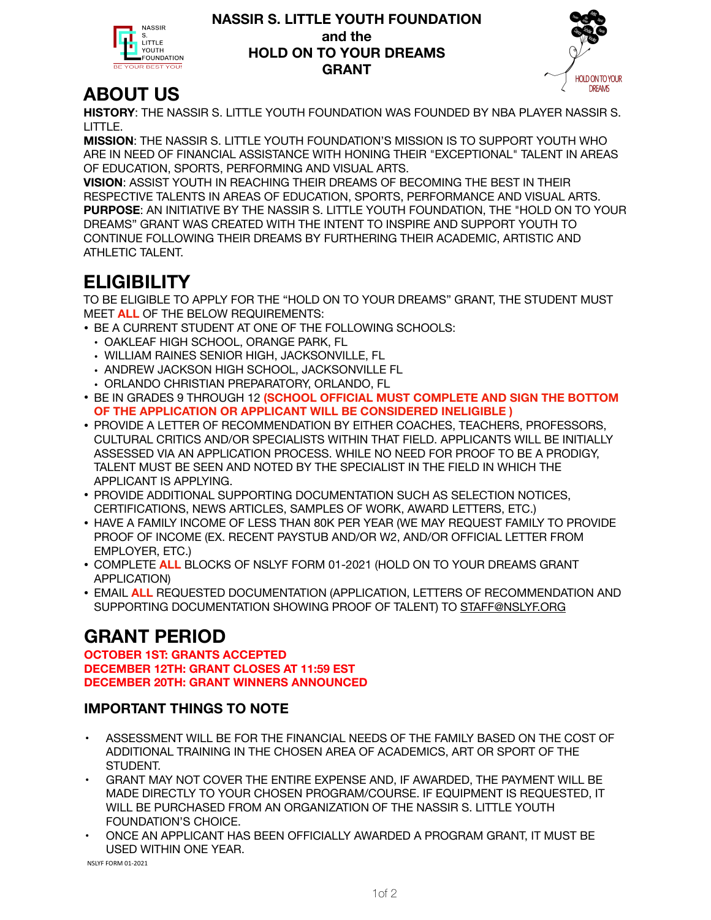# NASSIR S. LITTLE YOUTH FOUNDATION and the HOLD ON TO YOUR DREAMS GRANT

## ABOUT US

**HISTORY**: THE NASSIR S. LITTLE YOUTH FOUNDATION WAS FOUNDED BY NBA PLAYER NASSIR S. LITTLE.

**MISSION**: THE NASSIR S. LITTLE YOUTH FOUNDATION'S MISSION IS TO SUPPORT YOUTH WHO ARE IN NEED OF FINANCIAL ASSISTANCE WITH HONING THEIR "EXCEPTIONAL" TALENT IN AREAS OF EDUCATION, SPORTS, PERFORMING AND VISUAL ARTS.

**VISION**: ASSIST YOUTH IN REACHING THEIR DREAMS OF BECOMING THE BEST IN THEIR RESPECTIVE TALENTS IN AREAS OF EDUCATION, SPORTS, PERFORMANCE AND VISUAL ARTS.

**PURPOSE**: AN INITIATIVE BY THE NASSIR S. LITTLE YOUTH FOUNDATION, THE "HOLD ON TO YOUR DREAMS" GRANT WAS CREATED WITH THE INTENT TO INSPIRE AND SUPPORT YOUTH TO CONTINUE FOLLOWING THEIR DREAMS BY FURTHERING THEIR ACADEMIC, ARTISTIC AND ATHLETIC TALENT.

## ELIGIBILITY

TO BE ELIGIBLE TO APPLY FOR THE "HOLD ON TO YOUR DREAMS" GRANT, THE STUDENT MUST MEET **ALL** OF THE BELOW REQUIREMENTS:

- BE A CURRENT STUDENT AT ONE OF THE FOLLOWING SCHOOLS:
  - OAKLEAF HIGH SCHOOL, ORANGE PARK, FL
  - WILLIAM RAINES SENIOR HIGH, JACKSONVILLE, FL
  - ANDREW JACKSON HIGH SCHOOL, JACKSONVILLE FL
  - ORLANDO CHRISTIAN PREPARATORY, ORLANDO, FL
- BE IN GRADES 9 THROUGH 12 **(SCHOOL OFFICIAL MUST COMPLETE AND SIGN THE BOTTOM OF THE APPLICATION OR APPLICANT WILL BE CONSIDERED INELIGIBLE )**
- PROVIDE A LETTER OF RECOMMENDATION BY EITHER COACHES, TEACHERS, PROFESSORS, CULTURAL CRITICS AND/OR SPECIALISTS WITHIN THAT FIELD. APPLICANTS WILL BE INITIALLY ASSESSED VIA AN APPLICATION PROCESS. WHILE NO NEED FOR PROOF TO BE A PRODIGY, TALENT MUST BE SEEN AND NOTED BY THE SPECIALIST IN THE FIELD IN WHICH THE APPLICANT IS APPLYING.
- PROVIDE ADDITIONAL SUPPORTING DOCUMENTATION SUCH AS SELECTION NOTICES, CERTIFICATIONS, NEWS ARTICLES, SAMPLES OF WORK, AWARD LETTERS, ETC.)
- HAVE A FAMILY INCOME OF LESS THAN 80K PER YEAR (WE MAY REQUEST FAMILY TO PROVIDE PROOF OF INCOME (EX. RECENT PAYSTUB AND/OR W2, AND/OR OFFICIAL LETTER FROM EMPLOYER, ETC.)
- COMPLETE **ALL** BLOCKS OF NSLYF FORM 01-2021 (HOLD ON TO YOUR DREAMS GRANT APPLICATION)
- EMAIL **ALL** REQUESTED DOCUMENTATION (APPLICATION, LETTERS OF RECOMMENDATION AND SUPPORTING DOCUMENTATION SHOWING PROOF OF TALENT) TO STAFF@NSLYF.ORG

## GRANT PERIOD

**OCTOBER 1ST: GRANTS ACCEPTED**
**DECEMBER 12TH: GRANT CLOSES AT 11:59 EST**
**DECEMBER 20TH: GRANT WINNERS ANNOUNCED**

### IMPORTANT THINGS TO NOTE

- ASSESSMENT WILL BE FOR THE FINANCIAL NEEDS OF THE FAMILY BASED ON THE COST OF ADDITIONAL TRAINING IN THE CHOSEN AREA OF ACADEMICS, ART OR SPORT OF THE STUDENT.
- GRANT MAY NOT COVER THE ENTIRE EXPENSE AND, IF AWARDED, THE PAYMENT WILL BE MADE DIRECTLY TO YOUR CHOSEN PROGRAM/COURSE. IF EQUIPMENT IS REQUESTED, IT WILL BE PURCHASED FROM AN ORGANIZATION OF THE NASSIR S. LITTLE YOUTH FOUNDATION'S CHOICE.
- ONCE AN APPLICANT HAS BEEN OFFICIALLY AWARDED A PROGRAM GRANT, IT MUST BE USED WITHIN ONE YEAR.

NSLYF FORM 01-2021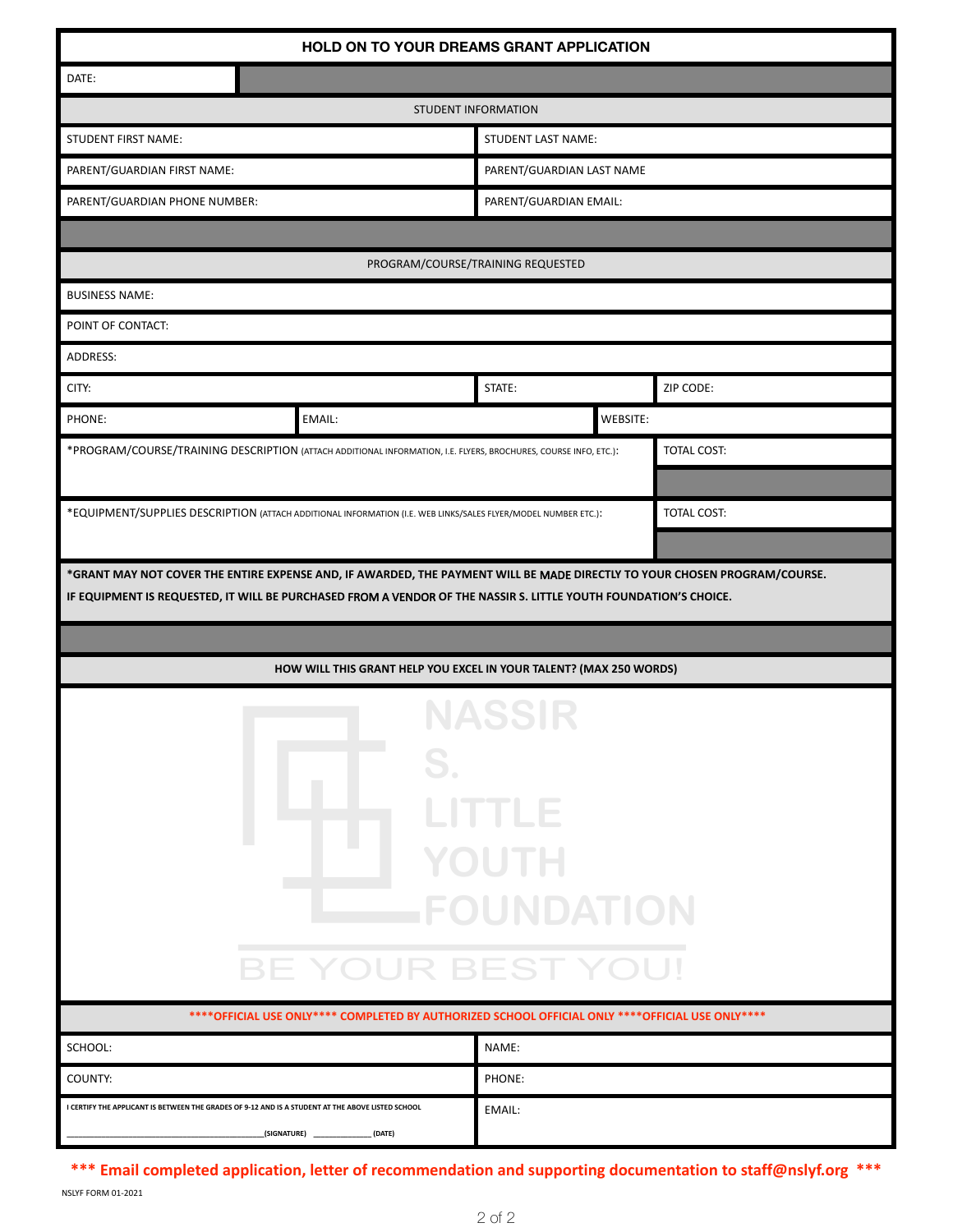# HOLD ON TO YOUR DREAMS GRANT APPLICATION

DATE:

## STUDENT INFORMATION

| | |
|---|---|
| STUDENT FIRST NAME: | STUDENT LAST NAME: |
| PARENT/GUARDIAN FIRST NAME: | PARENT/GUARDIAN LAST NAME |
| PARENT/GUARDIAN PHONE NUMBER: | PARENT/GUARDIAN EMAIL: |

## PROGRAM/COURSE/TRAINING REQUESTED

BUSINESS NAME:

POINT OF CONTACT:

ADDRESS:

| | | |
|---|---|---|
| CITY: | STATE: | ZIP CODE: |
| PHONE: | EMAIL: | WEBSITE: |

| | |
|---|---|
| *PROGRAM/COURSE/TRAINING DESCRIPTION (ATTACH ADDITIONAL INFORMATION, I.E. FLYERS, BROCHURES, COURSE INFO, ETC.): | TOTAL COST: |
| *EQUIPMENT/SUPPLIES DESCRIPTION (ATTACH ADDITIONAL INFORMATION (I.E. WEB LINKS/SALES FLYER/MODEL NUMBER ETC.): | TOTAL COST: |

**\*GRANT MAY NOT COVER THE ENTIRE EXPENSE AND, IF AWARDED, THE PAYMENT WILL BE MADE DIRECTLY TO YOUR CHOSEN PROGRAM/COURSE. IF EQUIPMENT IS REQUESTED, IT WILL BE PURCHASED FROM A VENDOR OF THE NASSIR S. LITTLE YOUTH FOUNDATION'S CHOICE.**

**HOW WILL THIS GRANT HELP YOU EXCEL IN YOUR TALENT? (MAX 250 WORDS)**

NASSIR S. LITTLE YOUTH FOUNDATION

BE YOUR BEST YOU!

**\*\*\*\*OFFICIAL USE ONLY\*\*\*\* COMPLETED BY AUTHORIZED SCHOOL OFFICIAL ONLY \*\*\*\*OFFICIAL USE ONLY\*\*\*\***

| | |
|---|---|
| SCHOOL: | NAME: |
| COUNTY: | PHONE: |
| I CERTIFY THE APPLICANT IS BETWEEN THE GRADES OF 9-12 AND IS A STUDENT AT THE ABOVE LISTED SCHOOL<br>______________________(SIGNATURE) ____________(DATE) | EMAIL: |

**\*\*\* Email completed application, letter of recommendation and supporting documentation to staff@nslyf.org \*\*\***

NSLYF FORM 01-2021